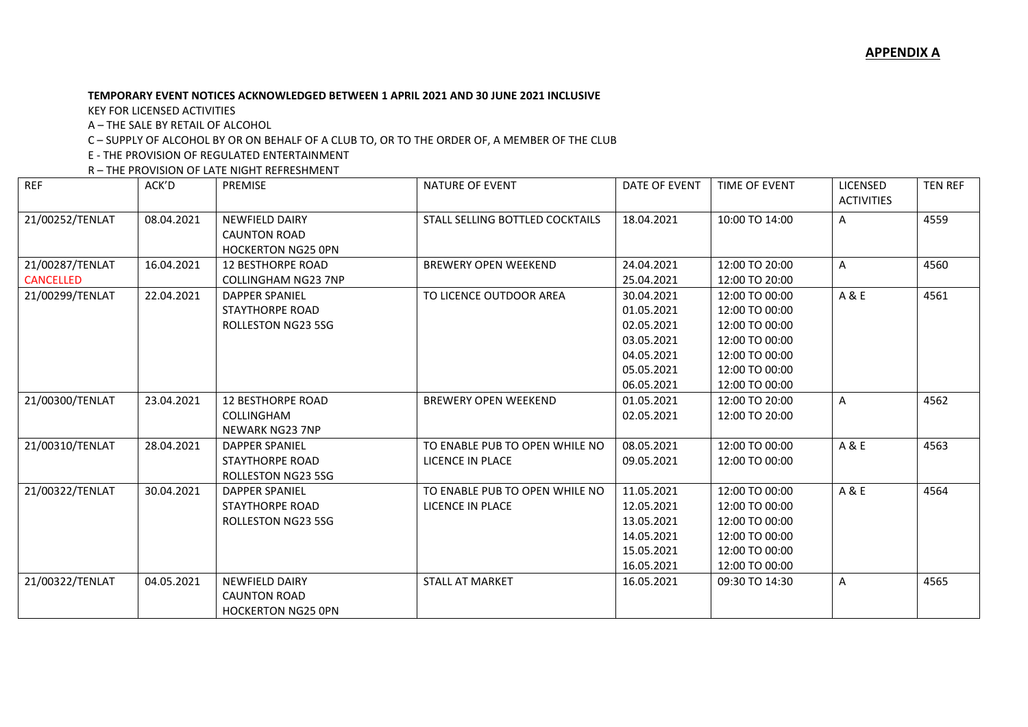**APPENDIX A**

**TEMPORARY EVENT NOTICES ACKNOWLEDGED BETWEEN 1 APRIL 2021 AND 30 JUNE 2021 INCLUSIVE**

KEY FOR LICENSED ACTIVITIES

A – THE SALE BY RETAIL OF ALCOHOL

C – SUPPLY OF ALCOHOL BY OR ON BEHALF OF A CLUB TO, OR TO THE ORDER OF, A MEMBER OF THE CLUB

E - THE PROVISION OF REGULATED ENTERTAINMENT

R – THE PROVISION OF LATE NIGHT REFRESHMENT

| REF | ACK'D | PREMISE | NATURE OF EVENT | DATE OF EVENT | TIME OF EVENT | LICENSED ACTIVITIES | TEN REF |
|---|---|---|---|---|---|---|---|
| 21/00252/TENLAT | 08.04.2021 | NEWFIELD DAIRY<br>CAUNTON ROAD<br>HOCKERTON NG25 0PN | STALL SELLING BOTTLED COCKTAILS | 18.04.2021 | 10:00 TO 14:00 | A | 4559 |
| 21/00287/TENLAT<br>CANCELLED | 16.04.2021 | 12 BESTHORPE ROAD<br>COLLINGHAM NG23 7NP | BREWERY OPEN WEEKEND | 24.04.2021<br>25.04.2021 | 12:00 TO 20:00<br>12:00 TO 20:00 | A | 4560 |
| 21/00299/TENLAT | 22.04.2021 | DAPPER SPANIEL<br>STAYTHORPE ROAD<br>ROLLESTON NG23 5SG | TO LICENCE OUTDOOR AREA | 30.04.2021<br>01.05.2021<br>02.05.2021<br>03.05.2021<br>04.05.2021<br>05.05.2021<br>06.05.2021 | 12:00 TO 00:00<br>12:00 TO 00:00<br>12:00 TO 00:00<br>12:00 TO 00:00<br>12:00 TO 00:00<br>12:00 TO 00:00<br>12:00 TO 00:00 | A & E | 4561 |
| 21/00300/TENLAT | 23.04.2021 | 12 BESTHORPE ROAD<br>COLLINGHAM<br>NEWARK NG23 7NP | BREWERY OPEN WEEKEND | 01.05.2021<br>02.05.2021 | 12:00 TO 20:00<br>12:00 TO 20:00 | A | 4562 |
| 21/00310/TENLAT | 28.04.2021 | DAPPER SPANIEL<br>STAYTHORPE ROAD<br>ROLLESTON NG23 5SG | TO ENABLE PUB TO OPEN WHILE NO LICENCE IN PLACE | 08.05.2021<br>09.05.2021 | 12:00 TO 00:00<br>12:00 TO 00:00 | A & E | 4563 |
| 21/00322/TENLAT | 30.04.2021 | DAPPER SPANIEL<br>STAYTHORPE ROAD<br>ROLLESTON NG23 5SG | TO ENABLE PUB TO OPEN WHILE NO LICENCE IN PLACE | 11.05.2021<br>12.05.2021<br>13.05.2021<br>14.05.2021<br>15.05.2021<br>16.05.2021 | 12:00 TO 00:00<br>12:00 TO 00:00<br>12:00 TO 00:00<br>12:00 TO 00:00<br>12:00 TO 00:00<br>12:00 TO 00:00 | A & E | 4564 |
| 21/00322/TENLAT | 04.05.2021 | NEWFIELD DAIRY<br>CAUNTON ROAD<br>HOCKERTON NG25 0PN | STALL AT MARKET | 16.05.2021 | 09:30 TO 14:30 | A | 4565 |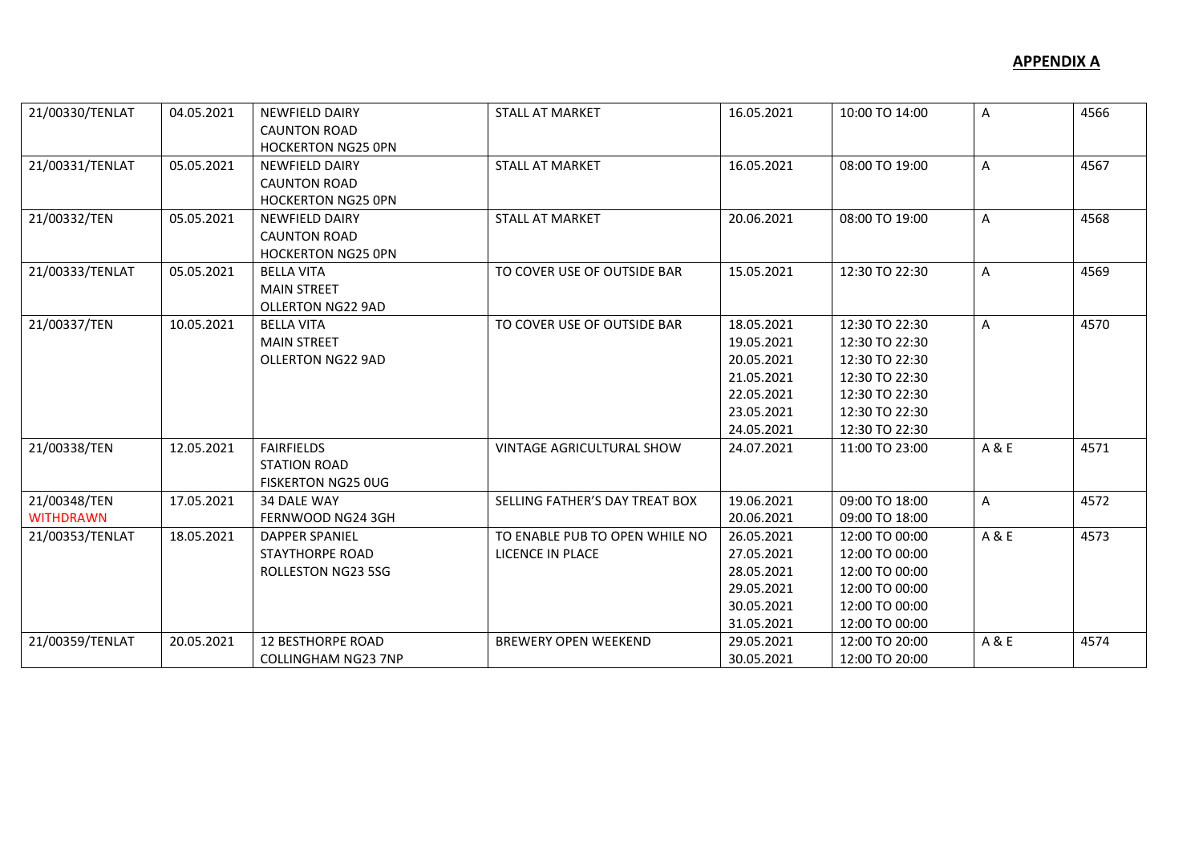**APPENDIX A**

| | | | | | | | |
|---|---|---|---|---|---|---|---|
| 21/00330/TENLAT | 04.05.2021 | NEWFIELD DAIRY<br>CAUNTON ROAD<br>HOCKERTON NG25 0PN | STALL AT MARKET | 16.05.2021 | 10:00 TO 14:00 | A | 4566 |
| 21/00331/TENLAT | 05.05.2021 | NEWFIELD DAIRY<br>CAUNTON ROAD<br>HOCKERTON NG25 0PN | STALL AT MARKET | 16.05.2021 | 08:00 TO 19:00 | A | 4567 |
| 21/00332/TEN | 05.05.2021 | NEWFIELD DAIRY<br>CAUNTON ROAD<br>HOCKERTON NG25 0PN | STALL AT MARKET | 20.06.2021 | 08:00 TO 19:00 | A | 4568 |
| 21/00333/TENLAT | 05.05.2021 | BELLA VITA<br>MAIN STREET<br>OLLERTON NG22 9AD | TO COVER USE OF OUTSIDE BAR | 15.05.2021 | 12:30 TO 22:30 | A | 4569 |
| 21/00337/TEN | 10.05.2021 | BELLA VITA<br>MAIN STREET<br>OLLERTON NG22 9AD | TO COVER USE OF OUTSIDE BAR | 18.05.2021<br>19.05.2021<br>20.05.2021<br>21.05.2021<br>22.05.2021<br>23.05.2021<br>24.05.2021 | 12:30 TO 22:30<br>12:30 TO 22:30<br>12:30 TO 22:30<br>12:30 TO 22:30<br>12:30 TO 22:30<br>12:30 TO 22:30<br>12:30 TO 22:30 | A | 4570 |
| 21/00338/TEN | 12.05.2021 | FAIRFIELDS<br>STATION ROAD<br>FISKERTON NG25 0UG | VINTAGE AGRICULTURAL SHOW | 24.07.2021 | 11:00 TO 23:00 | A & E | 4571 |
| 21/00348/TEN<br>WITHDRAWN | 17.05.2021 | 34 DALE WAY<br>FERNWOOD NG24 3GH | SELLING FATHER'S DAY TREAT BOX | 19.06.2021<br>20.06.2021 | 09:00 TO 18:00<br>09:00 TO 18:00 | A | 4572 |
| 21/00353/TENLAT | 18.05.2021 | DAPPER SPANIEL<br>STAYTHORPE ROAD<br>ROLLESTON NG23 5SG | TO ENABLE PUB TO OPEN WHILE NO LICENCE IN PLACE | 26.05.2021<br>27.05.2021<br>28.05.2021<br>29.05.2021<br>30.05.2021<br>31.05.2021 | 12:00 TO 00:00<br>12:00 TO 00:00<br>12:00 TO 00:00<br>12:00 TO 00:00<br>12:00 TO 00:00<br>12:00 TO 00:00 | A & E | 4573 |
| 21/00359/TENLAT | 20.05.2021 | 12 BESTHORPE ROAD<br>COLLINGHAM NG23 7NP | BREWERY OPEN WEEKEND | 29.05.2021<br>30.05.2021 | 12:00 TO 20:00<br>12:00 TO 20:00 | A & E | 4574 |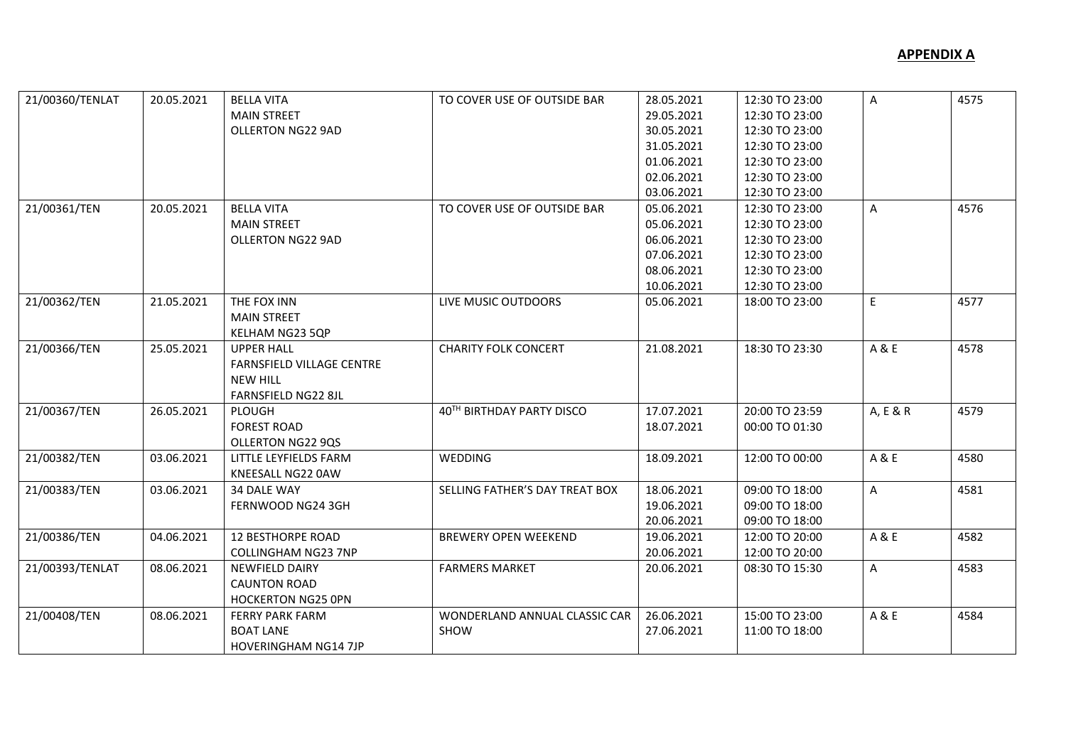**APPENDIX A**

| | | | | | | | |
|---|---|---|---|---|---|---|---|
| 21/00360/TENLAT | 20.05.2021 | BELLA VITA<br>MAIN STREET<br>OLLERTON NG22 9AD | TO COVER USE OF OUTSIDE BAR | 28.05.2021<br>29.05.2021<br>30.05.2021<br>31.05.2021<br>01.06.2021<br>02.06.2021<br>03.06.2021 | 12:30 TO 23:00<br>12:30 TO 23:00<br>12:30 TO 23:00<br>12:30 TO 23:00<br>12:30 TO 23:00<br>12:30 TO 23:00<br>12:30 TO 23:00 | A | 4575 |
| 21/00361/TEN | 20.05.2021 | BELLA VITA<br>MAIN STREET<br>OLLERTON NG22 9AD | TO COVER USE OF OUTSIDE BAR | 05.06.2021<br>05.06.2021<br>06.06.2021<br>07.06.2021<br>08.06.2021<br>10.06.2021 | 12:30 TO 23:00<br>12:30 TO 23:00<br>12:30 TO 23:00<br>12:30 TO 23:00<br>12:30 TO 23:00<br>12:30 TO 23:00 | A | 4576 |
| 21/00362/TEN | 21.05.2021 | THE FOX INN<br>MAIN STREET<br>KELHAM NG23 5QP | LIVE MUSIC OUTDOORS | 05.06.2021 | 18:00 TO 23:00 | E | 4577 |
| 21/00366/TEN | 25.05.2021 | UPPER HALL<br>FARNSFIELD VILLAGE CENTRE<br>NEW HILL<br>FARNSFIELD NG22 8JL | CHARITY FOLK CONCERT | 21.08.2021 | 18:30 TO 23:30 | A & E | 4578 |
| 21/00367/TEN | 26.05.2021 | PLOUGH<br>FOREST ROAD<br>OLLERTON NG22 9QS | 40TH BIRTHDAY PARTY DISCO | 17.07.2021<br>18.07.2021 | 20:00 TO 23:59<br>00:00 TO 01:30 | A, E & R | 4579 |
| 21/00382/TEN | 03.06.2021 | LITTLE LEYFIELDS FARM<br>KNEESALL NG22 0AW | WEDDING | 18.09.2021 | 12:00 TO 00:00 | A & E | 4580 |
| 21/00383/TEN | 03.06.2021 | 34 DALE WAY<br>FERNWOOD NG24 3GH | SELLING FATHER'S DAY TREAT BOX | 18.06.2021<br>19.06.2021<br>20.06.2021 | 09:00 TO 18:00<br>09:00 TO 18:00<br>09:00 TO 18:00 | A | 4581 |
| 21/00386/TEN | 04.06.2021 | 12 BESTHORPE ROAD<br>COLLINGHAM NG23 7NP | BREWERY OPEN WEEKEND | 19.06.2021<br>20.06.2021 | 12:00 TO 20:00<br>12:00 TO 20:00 | A & E | 4582 |
| 21/00393/TENLAT | 08.06.2021 | NEWFIELD DAIRY<br>CAUNTON ROAD<br>HOCKERTON NG25 0PN | FARMERS MARKET | 20.06.2021 | 08:30 TO 15:30 | A | 4583 |
| 21/00408/TEN | 08.06.2021 | FERRY PARK FARM<br>BOAT LANE<br>HOVERINGHAM NG14 7JP | WONDERLAND ANNUAL CLASSIC CAR SHOW | 26.06.2021<br>27.06.2021 | 15:00 TO 23:00<br>11:00 TO 18:00 | A & E | 4584 |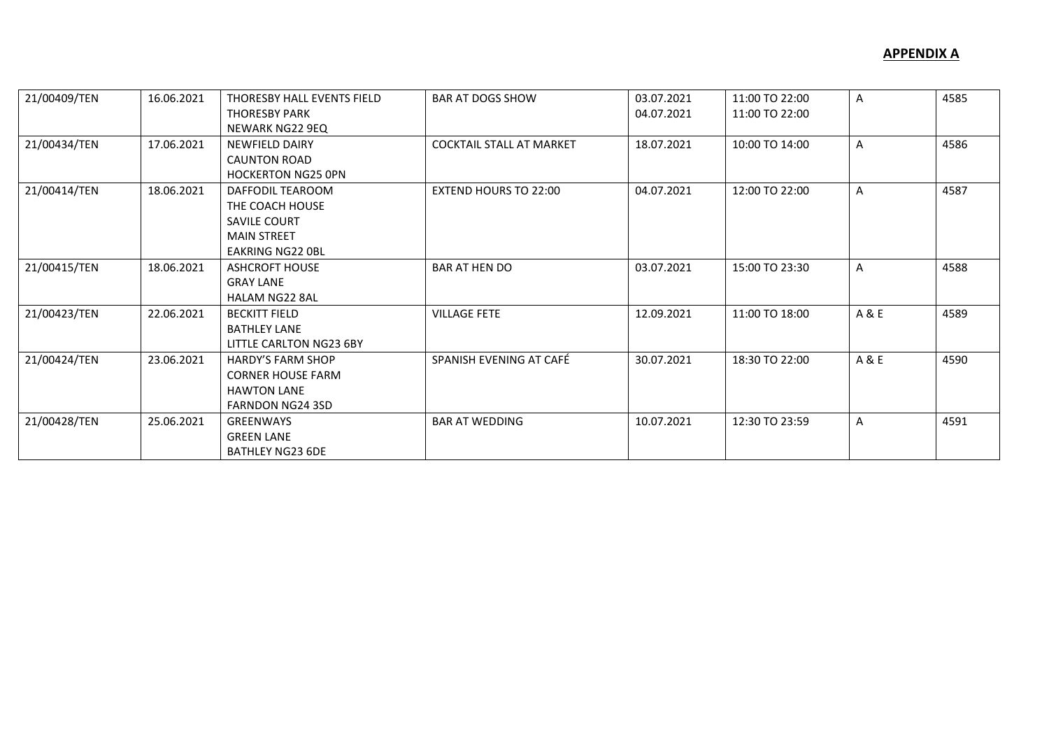**APPENDIX A**

| | | | | | | | |
|---|---|---|---|---|---|---|---|
| 21/00409/TEN | 16.06.2021 | THORESBY HALL EVENTS FIELD<br>THORESBY PARK<br>NEWARK NG22 9EQ | BAR AT DOGS SHOW | 03.07.2021<br>04.07.2021 | 11:00 TO 22:00<br>11:00 TO 22:00 | A | 4585 |
| 21/00434/TEN | 17.06.2021 | NEWFIELD DAIRY<br>CAUNTON ROAD<br>HOCKERTON NG25 0PN | COCKTAIL STALL AT MARKET | 18.07.2021 | 10:00 TO 14:00 | A | 4586 |
| 21/00414/TEN | 18.06.2021 | DAFFODIL TEAROOM<br>THE COACH HOUSE<br>SAVILE COURT<br>MAIN STREET<br>EAKRING NG22 0BL | EXTEND HOURS TO 22:00 | 04.07.2021 | 12:00 TO 22:00 | A | 4587 |
| 21/00415/TEN | 18.06.2021 | ASHCROFT HOUSE<br>GRAY LANE<br>HALAM NG22 8AL | BAR AT HEN DO | 03.07.2021 | 15:00 TO 23:30 | A | 4588 |
| 21/00423/TEN | 22.06.2021 | BECKITT FIELD<br>BATHLEY LANE<br>LITTLE CARLTON NG23 6BY | VILLAGE FETE | 12.09.2021 | 11:00 TO 18:00 | A & E | 4589 |
| 21/00424/TEN | 23.06.2021 | HARDY'S FARM SHOP<br>CORNER HOUSE FARM<br>HAWTON LANE<br>FARNDON NG24 3SD | SPANISH EVENING AT CAFÉ | 30.07.2021 | 18:30 TO 22:00 | A & E | 4590 |
| 21/00428/TEN | 25.06.2021 | GREENWAYS<br>GREEN LANE<br>BATHLEY NG23 6DE | BAR AT WEDDING | 10.07.2021 | 12:30 TO 23:59 | A | 4591 |